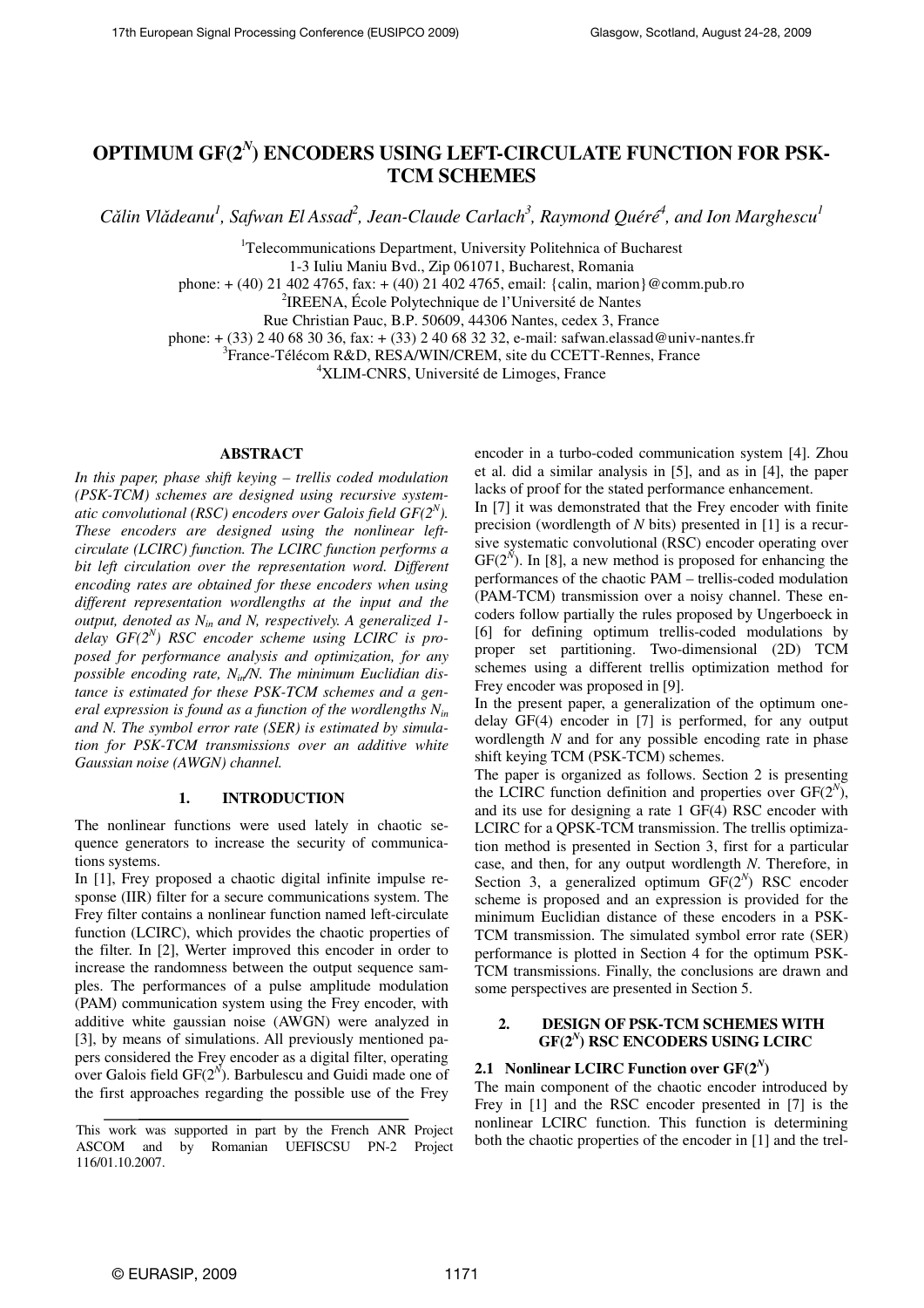# OPTIMUM GF($2^N$) ENCODERS USING LEFT-CIRCULATE FUNCTION FOR PSK-TCM SCHEMES

*Călin Vlădeanu[1], Safwan El Assad[2], Jean-Claude Carlach[3], Raymond Quéré[4], and Ion Marghescu[1]*

[1]Telecommunications Department, University Politehnica of Bucharest
1-3 Iuliu Maniu Bvd., Zip 061071, Bucharest, Romania
phone: + (40) 21 402 4765, fax: + (40) 21 402 4765, email: {calin, marion}@comm.pub.ro
[2]IREENA, École Polytechnique de l'Université de Nantes
Rue Christian Pauc, B.P. 50609, 44306 Nantes, cedex 3, France
phone: + (33) 2 40 68 30 36, fax: + (33) 2 40 68 32 32, e-mail: safwan.elassad@univ-nantes.fr
[3]France-Télécom R&D, RESA/WIN/CREM, site du CCETT-Rennes, France
[4]XLIM-CNRS, Université de Limoges, France

## ABSTRACT

*In this paper, phase shift keying – trellis coded modulation (PSK-TCM) schemes are designed using recursive systematic convolutional (RSC) encoders over Galois field GF($2^N$). These encoders are designed using the nonlinear left-circulate (LCIRC) function. The LCIRC function performs a bit left circulation over the representation word. Different encoding rates are obtained for these encoders when using different representation wordlengths at the input and the output, denoted as $N_{in}$ and N, respectively. A generalized 1-delay GF($2^N$) RSC encoder scheme using LCIRC is proposed for performance analysis and optimization, for any possible encoding rate, $N_{in}$/N. The minimum Euclidian distance is estimated for these PSK-TCM schemes and a general expression is found as a function of the wordlengths $N_{in}$ and N. The symbol error rate (SER) is estimated by simulation for PSK-TCM transmissions over an additive white Gaussian noise (AWGN) channel.*

## 1. INTRODUCTION

The nonlinear functions were used lately in chaotic sequence generators to increase the security of communications systems.

In [1], Frey proposed a chaotic digital infinite impulse response (IIR) filter for a secure communications system. The Frey filter contains a nonlinear function named left-circulate function (LCIRC), which provides the chaotic properties of the filter. In [2], Werter improved this encoder in order to increase the randomness between the output sequence samples. The performances of a pulse amplitude modulation (PAM) communication system using the Frey encoder, with additive white gaussian noise (AWGN) were analyzed in [3], by means of simulations. All previously mentioned papers considered the Frey encoder as a digital filter, operating over Galois field GF($2^N$). Barbulescu and Guidi made one of the first approaches regarding the possible use of the Frey encoder in a turbo-coded communication system [4]. Zhou et al. did a similar analysis in [5], and as in [4], the paper lacks of proof for the stated performance enhancement.

In [7] it was demonstrated that the Frey encoder with finite precision (wordlength of N bits) presented in [1] is a recursive systematic convolutional (RSC) encoder operating over GF($2^N$). In [8], a new method is proposed for enhancing the performances of the chaotic PAM – trellis-coded modulation (PAM-TCM) transmission over a noisy channel. These encoders follow partially the rules proposed by Ungerboeck in [6] for defining optimum trellis-coded modulations by proper set partitioning. Two-dimensional (2D) TCM schemes using a different trellis optimization method for Frey encoder was proposed in [9].

In the present paper, a generalization of the optimum one-delay GF(4) encoder in [7] is performed, for any output wordlength N and for any possible encoding rate in phase shift keying TCM (PSK-TCM) schemes.

The paper is organized as follows. Section 2 is presenting the LCIRC function definition and properties over GF($2^N$), and its use for designing a rate 1 GF(4) RSC encoder with LCIRC for a QPSK-TCM transmission. The trellis optimization method is presented in Section 3, first for a particular case, and then, for any output wordlength N. Therefore, in Section 3, a generalized optimum GF($2^N$) RSC encoder scheme is proposed and an expression is provided for the minimum Euclidian distance of these encoders in a PSK-TCM transmission. The simulated symbol error rate (SER) performance is plotted in Section 4 for the optimum PSK-TCM transmissions. Finally, the conclusions are drawn and some perspectives are presented in Section 5.

## 2. DESIGN OF PSK-TCM SCHEMES WITH GF($2^N$) RSC ENCODERS USING LCIRC

### 2.1 Nonlinear LCIRC Function over GF($2^N$)

The main component of the chaotic encoder introduced by Frey in [1] and the RSC encoder presented in [7] is the nonlinear LCIRC function. This function is determining both the chaotic properties of the encoder in [1] and the trel-

This work was supported in part by the French ANR Project ASCOM and by Romanian UEFISCSU PN-2 Project 116/01.10.2007.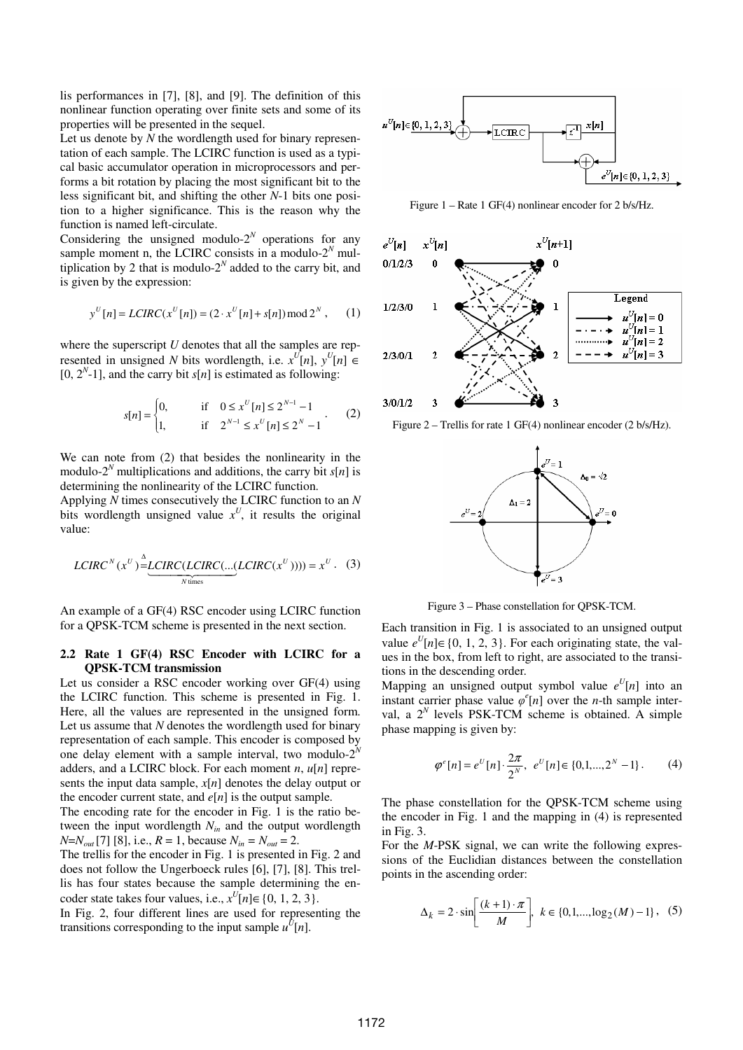lis performances in [7], [8], and [9]. The definition of this nonlinear function operating over finite sets and some of its properties will be presented in the sequel.

Let us denote by $N$ the wordlength used for binary representation of each sample. The LCIRC function is used as a typical basic accumulator operation in microprocessors and performs a bit rotation by placing the most significant bit to the less significant bit, and shifting the other $N$-1 bits one position to a higher significance. This is the reason why the function is named left-circulate.

Considering the unsigned modulo-$2^N$ operations for any sample moment n, the LCIRC consists in a modulo-$2^N$ multiplication by 2 that is modulo-$2^N$ added to the carry bit, and is given by the expression:

$$y^U[n] = LCIRC(x^U[n]) = (2 \cdot x^U[n] + s[n]) \bmod 2^N, \qquad (1)$$

where the superscript $U$ denotes that all the samples are represented in unsigned $N$ bits wordlength, i.e. $x^U[n]$, $y^U[n] \in [0, 2^N\text{-}1]$, and the carry bit $s[n]$ is estimated as following:

$$s[n] = \begin{cases} 0, & \text{if} \quad 0 \le x^U[n] \le 2^{N-1} - 1 \\ 1, & \text{if} \quad 2^{N-1} \le x^U[n] \le 2^N - 1 \end{cases}. \qquad (2)$$

We can note from (2) that besides the nonlinearity in the modulo-$2^N$ multiplications and additions, the carry bit $s[n]$ is determining the nonlinearity of the LCIRC function.

Applying $N$ times consecutively the LCIRC function to an $N$ bits wordlength unsigned value $x^U$, it results the original value:

$$LCIRC^N(x^U) \stackrel{\Delta}{=} \underbrace{LCIRC(LCIRC(...(LCIRC(x^U))))}_{N \text{ times}} = x^U. \quad (3)$$

An example of a GF(4) RSC encoder using LCIRC function for a QPSK-TCM scheme is presented in the next section.

### 2.2 Rate 1 GF(4) RSC Encoder with LCIRC for a QPSK-TCM transmission

Let us consider a RSC encoder working over GF(4) using the LCIRC function. This scheme is presented in Fig. 1. Here, all the values are represented in the unsigned form. Let us assume that $N$ denotes the wordlength used for binary representation of each sample. This encoder is composed by one delay element with a sample interval, two modulo-$2^N$ adders, and a LCIRC block. For each moment $n$, $u[n]$ represents the input data sample, $x[n]$ denotes the delay output or the encoder current state, and $e[n]$ is the output sample.

The encoding rate for the encoder in Fig. 1 is the ratio between the input wordlength $N_{in}$ and the output wordlength $N$=$N_{out}$ [7] [8], i.e., $R = 1$, because $N_{in} = N_{out} = 2$.

The trellis for the encoder in Fig. 1 is presented in Fig. 2 and does not follow the Ungerboeck rules [6], [7], [8]. This trellis has four states because the sample determining the encoder state takes four values, i.e., $x^U[n] \in \{0, 1, 2, 3\}$.

In Fig. 2, four different lines are used for representing the transitions corresponding to the input sample $u^U[n]$.

Figure 1 – Rate 1 GF(4) nonlinear encoder for 2 b/s/Hz.

Figure 2 – Trellis for rate 1 GF(4) nonlinear encoder (2 b/s/Hz).

Figure 3 – Phase constellation for QPSK-TCM.

Each transition in Fig. 1 is associated to an unsigned output value $e^U[n] \in \{0, 1, 2, 3\}$. For each originating state, the values in the box, from left to right, are associated to the transitions in the descending order.

Mapping an unsigned output symbol value $e^U[n]$ into an instant carrier phase value $\varphi^e[n]$ over the $n$-th sample interval, a $2^N$ levels PSK-TCM scheme is obtained. A simple phase mapping is given by:

$$\varphi^e[n] = e^U[n] \cdot \frac{2\pi}{2^N}, \quad e^U[n] \in \{0, 1, ..., 2^N - 1\}. \qquad (4)$$

The phase constellation for the QPSK-TCM scheme using the encoder in Fig. 1 and the mapping in (4) is represented in Fig. 3.

For the $M$-PSK signal, we can write the following expressions of the Euclidian distances between the constellation points in the ascending order:

$$\Delta_k = 2 \cdot \sin\left[\frac{(k+1) \cdot \pi}{M}\right], \quad k \in \{0, 1, ..., \log_2(M) - 1\}, \quad (5)$$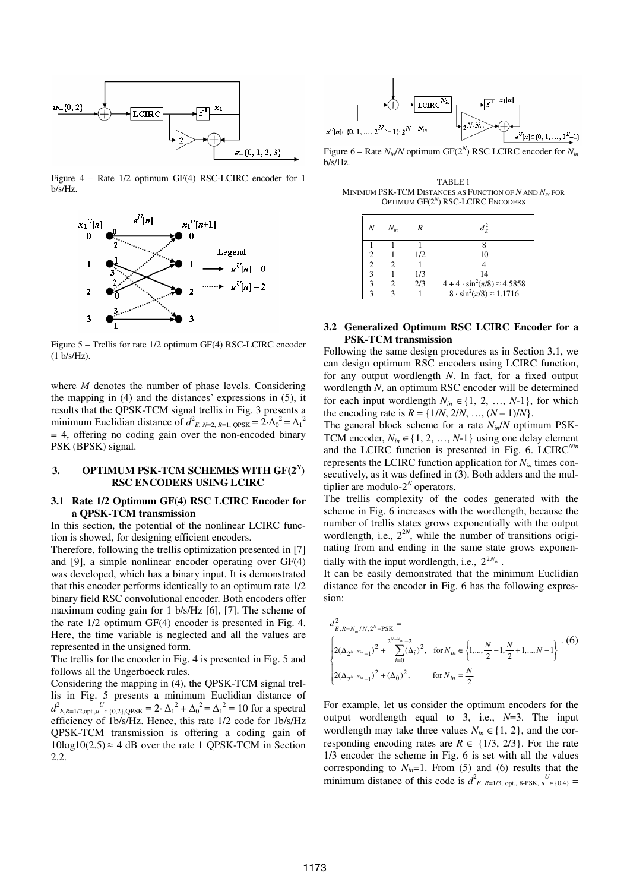Figure 4 – Rate 1/2 optimum GF(4) RSC-LCIRC encoder for 1 b/s/Hz.

Figure 5 – Trellis for rate 1/2 optimum GF(4) RSC-LCIRC encoder (1 b/s/Hz).

where $M$ denotes the number of phase levels. Considering the mapping in (4) and the distances' expressions in (5), it results that the QPSK-TCM signal trellis in Fig. 3 presents a minimum Euclidian distance of $d^2_{E,\,N=2,\,R=1,\,\text{QPSK}} = 2\cdot\Delta_0^2 = \Delta_1^2 = 4$, offering no coding gain over the non-encoded binary PSK (BPSK) signal.

## 3. OPTIMUM PSK-TCM SCHEMES WITH GF($2^N$) RSC ENCODERS USING LCIRC

### 3.1 Rate 1/2 Optimum GF(4) RSC LCIRC Encoder for a QPSK-TCM transmission

In this section, the potential of the nonlinear LCIRC function is showed, for designing efficient encoders.

Therefore, following the trellis optimization presented in [7] and [9], a simple nonlinear encoder operating over GF(4) was developed, which has a binary input. It is demonstrated that this encoder performs identically to an optimum rate 1/2 binary field RSC convolutional encoder. Both encoders offer maximum coding gain for 1 b/s/Hz [6], [7]. The scheme of the rate 1/2 optimum GF(4) encoder is presented in Fig. 4. Here, the time variable is neglected and all the values are represented in the unsigned form.

The trellis for the encoder in Fig. 4 is presented in Fig. 5 and follows all the Ungerboeck rules.

Considering the mapping in (4), the QPSK-TCM signal trellis in Fig. 5 presents a minimum Euclidian distance of $d^2_{E,R=1/2,\text{opt.},u^U\in\{0,2\},\text{QPSK}} = 2\cdot\Delta_1^2 + \Delta_0^2 = \Delta_1^2 = 10$ for a spectral efficiency of 1b/s/Hz. Hence, this rate 1/2 code for 1b/s/Hz QPSK-TCM transmission is offering a coding gain of $10\log10(2.5) \approx 4$ dB over the rate 1 QPSK-TCM in Section 2.2.

Figure 6 – Rate $N_{in}/N$ optimum GF($2^N$) RSC LCIRC encoder for $N_{in}$ b/s/Hz.

TABLE 1
MINIMUM PSK-TCM DISTANCES AS FUNCTION OF $N$ AND $N_{in}$ FOR OPTIMUM GF($2^N$) RSC-LCIRC ENCODERS

| $N$ | $N_{in}$ | $R$ | $d_E^2$ |
|---|---|---|---|
| 1 | 1 | 1 | 8 |
| 2 | 1 | 1/2 | 10 |
| 2 | 2 | 1 | 4 |
| 3 | 1 | 1/3 | 14 |
| 3 | 2 | 2/3 | $4 + 4\cdot\sin^2(\pi/8) \approx 4.5858$ |
| 3 | 3 | 1 | $8\cdot\sin^2(\pi/8) \approx 1.1716$ |

### 3.2 Generalized Optimum RSC LCIRC Encoder for a PSK-TCM transmission

Following the same design procedures as in Section 3.1, we can design optimum RSC encoders using LCIRC function, for any output wordlength $N$. In fact, for a fixed output wordlength $N$, an optimum RSC encoder will be determined for each input wordlength $N_{in} \in \{1, 2, \ldots, N\text{-}1\}$, for which the encoding rate is $R = \{1/N, 2/N, \ldots, (N-1)/N\}$.

The general block scheme for a rate $N_{in}/N$ optimum PSK-TCM encoder, $N_{in} \in \{1, 2, \ldots, N\text{-}1\}$ using one delay element and the LCIRC function is presented in Fig. 6. LCIRC$^{Nin}$ represents the LCIRC function application for $N_{in}$ times consecutively, as it was defined in (3). Both adders and the multiplier are modulo-$2^N$ operators.

The trellis complexity of the codes generated with the scheme in Fig. 6 increases with the wordlength, because the number of trellis states grows exponentially with the output wordlength, i.e., $2^{2N}$, while the number of transitions originating from and ending in the same state grows exponentially with the input wordlength, i.e., $2^{2N_{in}}$.

It can be easily demonstrated that the minimum Euclidean distance for the encoder in Fig. 6 has the following expression:

$$d^2_{E,R=N_{in}/N,2^N-\text{PSK}} = \begin{cases} 2(\Delta_{2^{N-N_{in}}-1})^2 + \sum_{i=0}^{2^{N-N_{in}}-2}(\Delta_i)^2, & \text{for } N_{in} \in \left\{1,\ldots,\frac{N}{2}-1,\frac{N}{2}+1,\ldots,N-1\right\} \\ 2(\Delta_{2^{N-N_{in}}-1})^2 + (\Delta_0)^2, & \text{for } N_{in} = \frac{N}{2} \end{cases} \quad (6)$$

For example, let us consider the optimum encoders for the output wordlength equal to 3, i.e., $N$=3. The input wordlength may take three values $N_{in} \in \{1, 2\}$, and the corresponding encoding rates are $R \in \{1/3, 2/3\}$. For the rate 1/3 encoder the scheme in Fig. 6 is set with all the values corresponding to $N_{in}$=1. From (5) and (6) results that the minimum distance of this code is $d^2_{E,\,R=1/3,\text{ opt., 8-PSK},\,u^U\in\{0,4\}} =$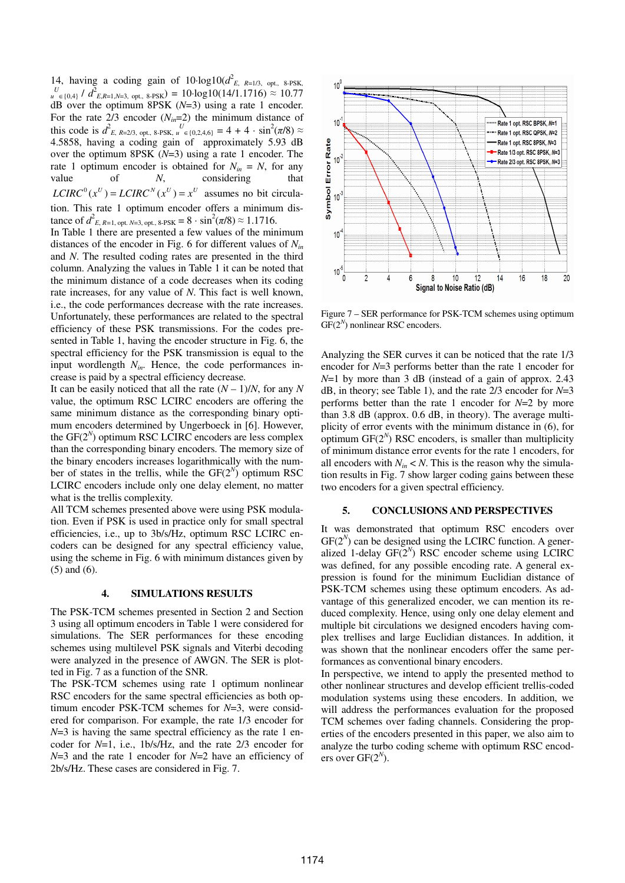14, having a coding gain of $10 \cdot \log 10(d^2_{E,\ R=1/3,\ \text{opt.},\ 8\text{-PSK},\ u^U \in \{0,4\}} / d^2_{E,R=1,N=3,\ \text{opt.},\ 8\text{-PSK}}) = 10 \cdot \log 10(14/1.1716) \approx 10.77$ dB over the optimum 8PSK ($N$=3) using a rate 1 encoder. For the rate 2/3 encoder ($N_{in}$=2) the minimum distance of this code is $d^2_{E,\ R=2/3,\ \text{opt.},\ 8\text{-PSK},\ u^U \in \{0,2,4,6\}} = 4 + 4 \cdot \sin^2(\pi/8) \approx 4.5858$, having a coding gain of approximately 5.93 dB over the optimum 8PSK ($N$=3) using a rate 1 encoder. The rate 1 optimum encoder is obtained for $N_{in} = N$, for any value of $N$, considering that $LCIRC^0(x^U) = LCIRC^N(x^U) = x^U$ assumes no bit circulation. This rate 1 optimum encoder offers a minimum distance of $d^2_{E,\ R=1,\ \text{opt.}\ N=3,\ \text{opt.},\ 8\text{-PSK}} = 8 \cdot \sin^2(\pi/8) \approx 1.1716$.

In Table 1 there are presented a few values of the minimum distances of the encoder in Fig. 6 for different values of $N_{in}$ and $N$. The resulted coding rates are presented in the third column. Analyzing the values in Table 1 it can be noted that the minimum distance of a code decreases when its coding rate increases, for any value of $N$. This fact is well known, i.e., the code performances decrease with the rate increases. Unfortunately, these performances are related to the spectral efficiency of these PSK transmissions. For the codes presented in Table 1, having the encoder structure in Fig. 6, the spectral efficiency for the PSK transmission is equal to the input wordlength $N_{in}$. Hence, the code performances increase is paid by a spectral efficiency decrease.

It can be easily noticed that all the rate $(N-1)/N$, for any $N$ value, the optimum RSC LCIRC encoders are offering the same minimum distance as the corresponding binary optimum encoders determined by Ungerboeck in [6]. However, the GF($2^N$) optimum RSC LCIRC encoders are less complex than the corresponding binary encoders. The memory size of the binary encoders increases logarithmically with the number of states in the trellis, while the GF($2^N$) optimum RSC LCIRC encoders include only one delay element, no matter what is the trellis complexity.

All TCM schemes presented above were using PSK modulation. Even if PSK is used in practice only for small spectral efficiencies, i.e., up to 3b/s/Hz, optimum RSC LCIRC encoders can be designed for any spectral efficiency value, using the scheme in Fig. 6 with minimum distances given by (5) and (6).

## 4. SIMULATIONS RESULTS

The PSK-TCM schemes presented in Section 2 and Section 3 using all optimum encoders in Table 1 were considered for simulations. The SER performances for these encoding schemes using multilevel PSK signals and Viterbi decoding were analyzed in the presence of AWGN. The SER is plotted in Fig. 7 as a function of the SNR.

The PSK-TCM schemes using rate 1 optimum nonlinear RSC encoders for the same spectral efficiencies as both optimum encoder PSK-TCM schemes for $N$=3, were considered for comparison. For example, the rate 1/3 encoder for $N$=3 is having the same spectral efficiency as the rate 1 encoder for $N$=1, i.e., 1b/s/Hz, and the rate 2/3 encoder for $N$=3 and the rate 1 encoder for $N$=2 have an efficiency of 2b/s/Hz. These cases are considered in Fig. 7.

Figure 7 – SER performance for PSK-TCM schemes using optimum GF($2^N$) nonlinear RSC encoders.

Analyzing the SER curves it can be noticed that the rate 1/3 encoder for $N$=3 performs better than the rate 1 encoder for $N$=1 by more than 3 dB (instead of a gain of approx. 2.43 dB, in theory; see Table 1), and the rate 2/3 encoder for $N$=3 performs better than the rate 1 encoder for $N$=2 by more than 3.8 dB (approx. 0.6 dB, in theory). The average multiplicity of error events with the minimum distance in (6), for optimum GF($2^N$) RSC encoders, is smaller than multiplicity of minimum distance error events for the rate 1 encoders, for all encoders with $N_{in} < N$. This is the reason why the simulation results in Fig. 7 show larger coding gains between these two encoders for a given spectral efficiency.

## 5. CONCLUSIONS AND PERSPECTIVES

It was demonstrated that optimum RSC encoders over GF($2^N$) can be designed using the LCIRC function. A generalized 1-delay GF($2^N$) RSC encoder scheme using LCIRC was defined, for any possible encoding rate. A general expression is found for the minimum Euclidian distance of PSK-TCM schemes using these optimum encoders. As advantage of this generalized encoder, we can mention its reduced complexity. Hence, using only one delay element and multiple bit circulations we designed encoders having complex trellises and large Euclidian distances. In addition, it was shown that the nonlinear encoders offer the same performances as conventional binary encoders.

In perspective, we intend to apply the presented method to other nonlinear structures and develop efficient trellis-coded modulation systems using these encoders. In addition, we will address the performances evaluation for the proposed TCM schemes over fading channels. Considering the properties of the encoders presented in this paper, we also aim to analyze the turbo coding scheme with optimum RSC encoders over GF($2^N$).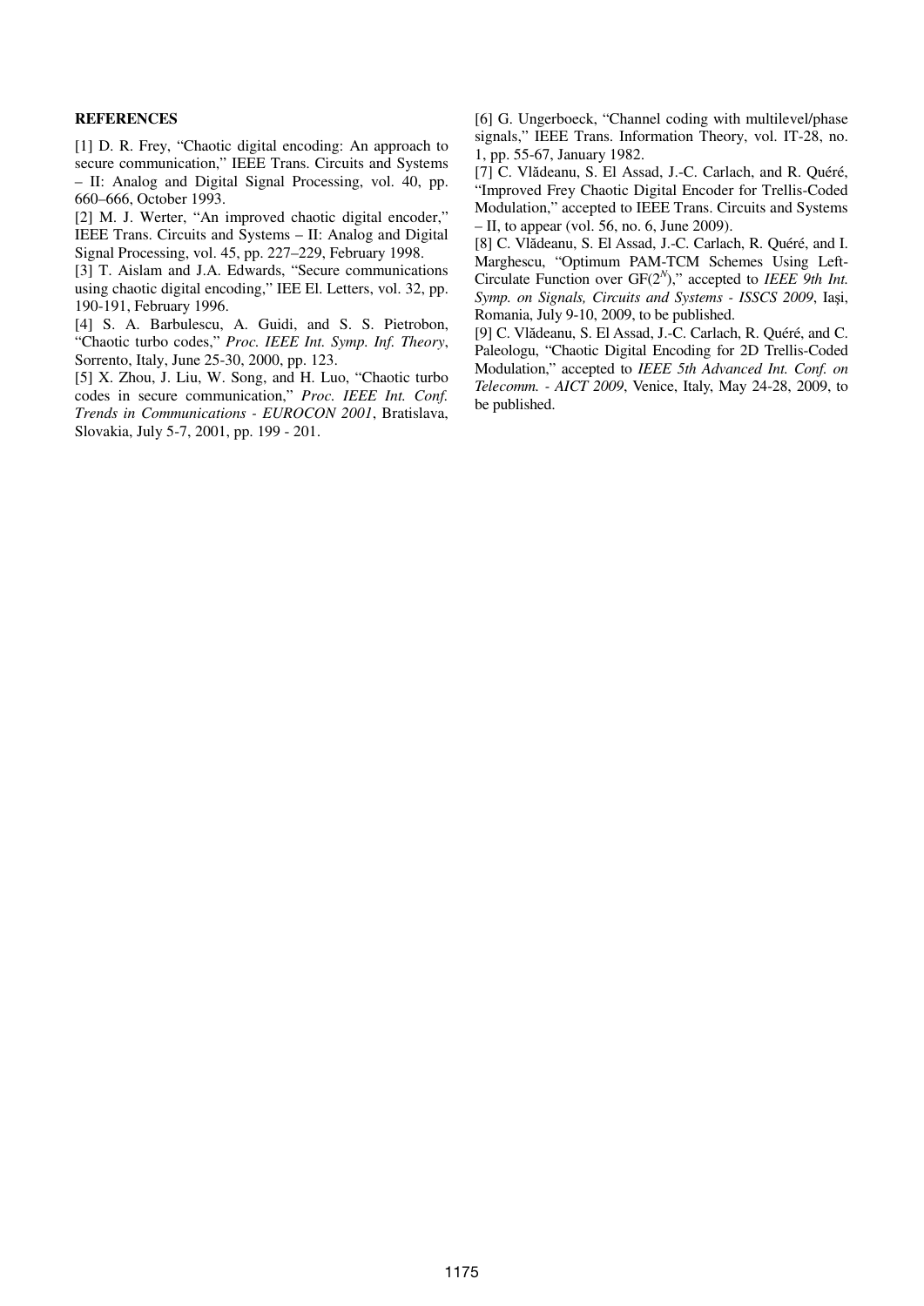**REFERENCES**

[1] D. R. Frey, "Chaotic digital encoding: An approach to secure communication," IEEE Trans. Circuits and Systems – II: Analog and Digital Signal Processing, vol. 40, pp. 660–666, October 1993.

[2] M. J. Werter, "An improved chaotic digital encoder," IEEE Trans. Circuits and Systems – II: Analog and Digital Signal Processing, vol. 45, pp. 227–229, February 1998.

[3] T. Aislam and J.A. Edwards, "Secure communications using chaotic digital encoding," IEE El. Letters, vol. 32, pp. 190-191, February 1996.

[4] S. A. Barbulescu, A. Guidi, and S. S. Pietrobon, "Chaotic turbo codes," *Proc. IEEE Int. Symp. Inf. Theory*, Sorrento, Italy, June 25-30, 2000, pp. 123.

[5] X. Zhou, J. Liu, W. Song, and H. Luo, "Chaotic turbo codes in secure communication," *Proc. IEEE Int. Conf. Trends in Communications - EUROCON 2001*, Bratislava, Slovakia, July 5-7, 2001, pp. 199 - 201.

[6] G. Ungerboeck, "Channel coding with multilevel/phase signals," IEEE Trans. Information Theory, vol. IT-28, no. 1, pp. 55-67, January 1982.

[7] C. Vlădeanu, S. El Assad, J.-C. Carlach, and R. Quéré, "Improved Frey Chaotic Digital Encoder for Trellis-Coded Modulation," accepted to IEEE Trans. Circuits and Systems – II, to appear (vol. 56, no. 6, June 2009).

[8] C. Vlădeanu, S. El Assad, J.-C. Carlach, R. Quéré, and I. Marghescu, "Optimum PAM-TCM Schemes Using Left-Circulate Function over GF($2^N$)," accepted to *IEEE 9th Int. Symp. on Signals, Circuits and Systems - ISSCS 2009*, Iaşi, Romania, July 9-10, 2009, to be published.

[9] C. Vlădeanu, S. El Assad, J.-C. Carlach, R. Quéré, and C. Paleologu, "Chaotic Digital Encoding for 2D Trellis-Coded Modulation," accepted to *IEEE 5th Advanced Int. Conf. on Telecomm. - AICT 2009*, Venice, Italy, May 24-28, 2009, to be published.